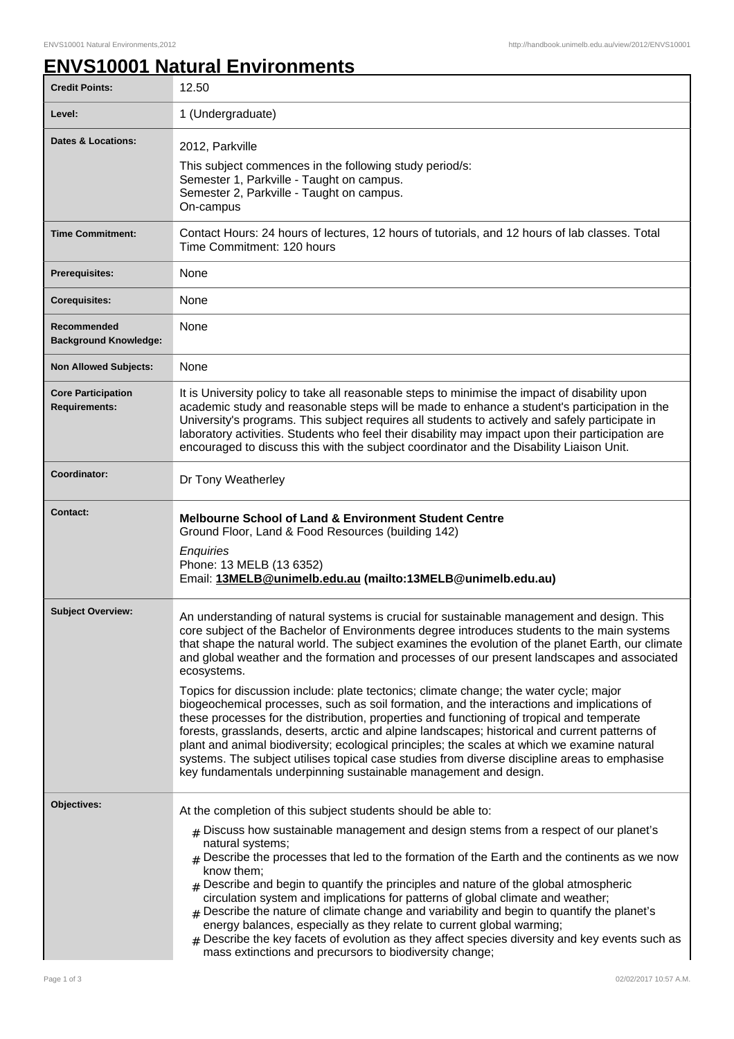# ENVS10001 Natural Environments

| | |
|---|---|
| **Credit Points:** | 12.50 |
| **Level:** | 1 (Undergraduate) |
| **Dates & Locations:** | 2012, Parkville<br>This subject commences in the following study period/s:<br>Semester 1, Parkville - Taught on campus.<br>Semester 2, Parkville - Taught on campus.<br>On-campus |
| **Time Commitment:** | Contact Hours: 24 hours of lectures, 12 hours of tutorials, and 12 hours of lab classes. Total Time Commitment: 120 hours |
| **Prerequisites:** | None |
| **Corequisites:** | None |
| **Recommended Background Knowledge:** | None |
| **Non Allowed Subjects:** | None |
| **Core Participation Requirements:** | It is University policy to take all reasonable steps to minimise the impact of disability upon academic study and reasonable steps will be made to enhance a student's participation in the University's programs. This subject requires all students to actively and safely participate in laboratory activities. Students who feel their disability may impact upon their participation are encouraged to discuss this with the subject coordinator and the Disability Liaison Unit. |
| **Coordinator:** | Dr Tony Weatherley |
| **Contact:** | **Melbourne School of Land & Environment Student Centre**<br>Ground Floor, Land & Food Resources (building 142)<br>*Enquiries*<br>Phone: 13 MELB (13 6352)<br>Email: **13MELB@unimelb.edu.au (mailto:13MELB@unimelb.edu.au)** |
| **Subject Overview:** | An understanding of natural systems is crucial for sustainable management and design. This core subject of the Bachelor of Environments degree introduces students to the main systems that shape the natural world. The subject examines the evolution of the planet Earth, our climate and global weather and the formation and processes of our present landscapes and associated ecosystems.<br><br>Topics for discussion include: plate tectonics; climate change; the water cycle; major biogeochemical processes, such as soil formation, and the interactions and implications of these processes for the distribution, properties and functioning of tropical and temperate forests, grasslands, deserts, arctic and alpine landscapes; historical and current patterns of plant and animal biodiversity; ecological principles; the scales at which we examine natural systems. The subject utilises topical case studies from diverse discipline areas to emphasise key fundamentals underpinning sustainable management and design. |
| **Objectives:** | At the completion of this subject students should be able to:<br># Discuss how sustainable management and design stems from a respect of our planet's natural systems;<br># Describe the processes that led to the formation of the Earth and the continents as we now know them;<br># Describe and begin to quantify the principles and nature of the global atmospheric circulation system and implications for patterns of global climate and weather;<br># Describe the nature of climate change and variability and begin to quantify the planet's energy balances, especially as they relate to current global warming;<br># Describe the key facets of evolution as they affect species diversity and key events such as mass extinctions and precursors to biodiversity change; |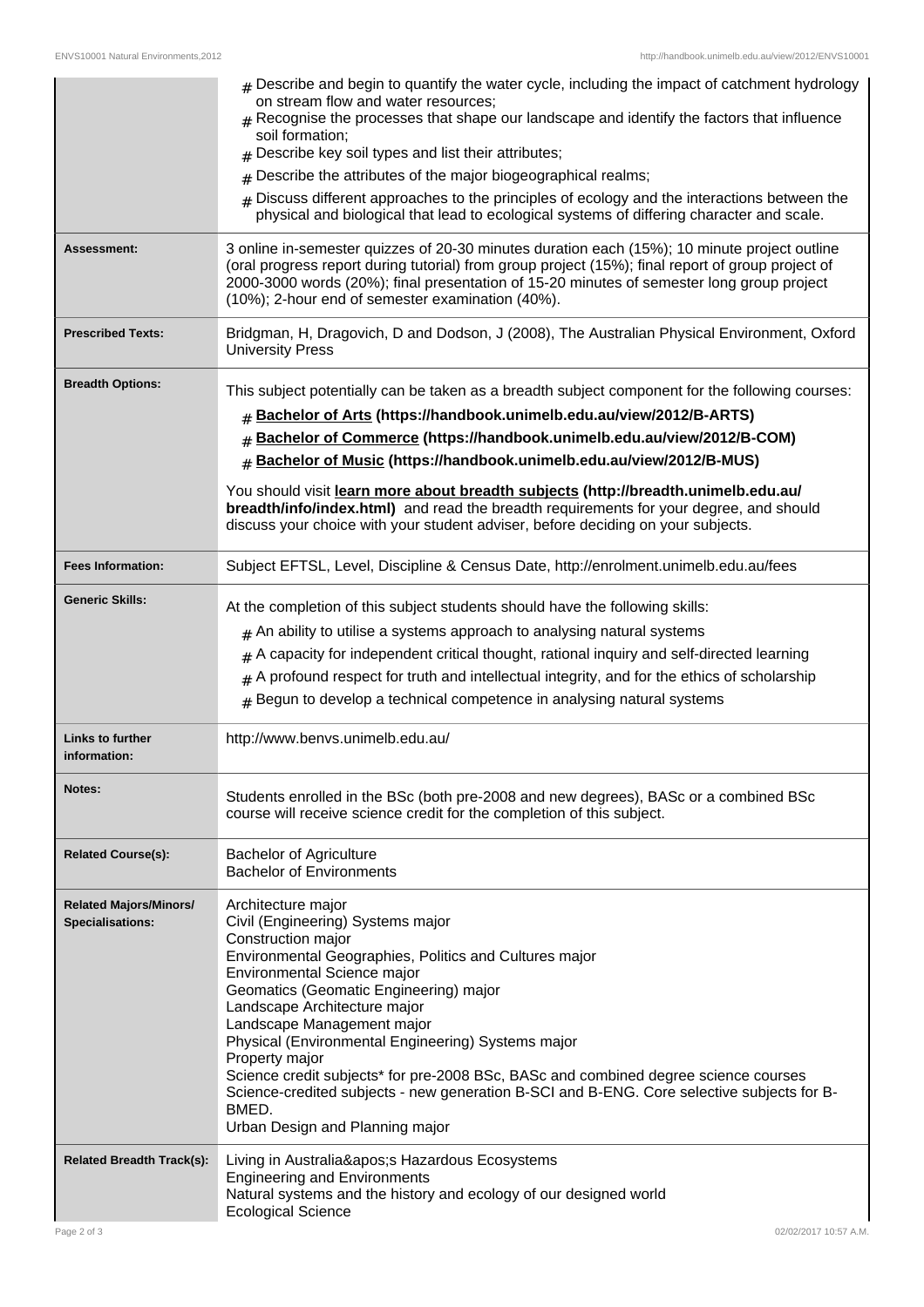| | |
|---|---|
| | # Describe and begin to quantify the water cycle, including the impact of catchment hydrology on stream flow and water resources;<br># Recognise the processes that shape our landscape and identify the factors that influence soil formation;<br># Describe key soil types and list their attributes;<br># Describe the attributes of the major biogeographical realms;<br># Discuss different approaches to the principles of ecology and the interactions between the physical and biological that lead to ecological systems of differing character and scale. |
| **Assessment:** | 3 online in-semester quizzes of 20-30 minutes duration each (15%); 10 minute project outline (oral progress report during tutorial) from group project (15%); final report of group project of 2000-3000 words (20%); final presentation of 15-20 minutes of semester long group project (10%); 2-hour end of semester examination (40%). |
| **Prescribed Texts:** | Bridgman, H, Dragovich, D and Dodson, J (2008), The Australian Physical Environment, Oxford University Press |
| **Breadth Options:** | This subject potentially can be taken as a breadth subject component for the following courses:<br># **Bachelor of Arts (https://handbook.unimelb.edu.au/view/2012/B-ARTS)**<br># **Bachelor of Commerce (https://handbook.unimelb.edu.au/view/2012/B-COM)**<br># **Bachelor of Music (https://handbook.unimelb.edu.au/view/2012/B-MUS)**<br>You should visit **learn more about breadth subjects (http://breadth.unimelb.edu.au/breadth/info/index.html)** and read the breadth requirements for your degree, and should discuss your choice with your student adviser, before deciding on your subjects. |
| **Fees Information:** | Subject EFTSL, Level, Discipline & Census Date, http://enrolment.unimelb.edu.au/fees |
| **Generic Skills:** | At the completion of this subject students should have the following skills:<br># An ability to utilise a systems approach to analysing natural systems<br># A capacity for independent critical thought, rational inquiry and self-directed learning<br># A profound respect for truth and intellectual integrity, and for the ethics of scholarship<br># Begun to develop a technical competence in analysing natural systems |
| **Links to further information:** | http://www.benvs.unimelb.edu.au/ |
| **Notes:** | Students enrolled in the BSc (both pre-2008 and new degrees), BASc or a combined BSc course will receive science credit for the completion of this subject. |
| **Related Course(s):** | Bachelor of Agriculture<br>Bachelor of Environments |
| **Related Majors/Minors/ Specialisations:** | Architecture major<br>Civil (Engineering) Systems major<br>Construction major<br>Environmental Geographies, Politics and Cultures major<br>Environmental Science major<br>Geomatics (Geomatic Engineering) major<br>Landscape Architecture major<br>Landscape Management major<br>Physical (Environmental Engineering) Systems major<br>Property major<br>Science credit subjects* for pre-2008 BSc, BASc and combined degree science courses<br>Science-credited subjects - new generation B-SCI and B-ENG. Core selective subjects for B-BMED.<br>Urban Design and Planning major |
| **Related Breadth Track(s):** | Living in Australia&apos;s Hazardous Ecosystems<br>Engineering and Environments<br>Natural systems and the history and ecology of our designed world<br>Ecological Science |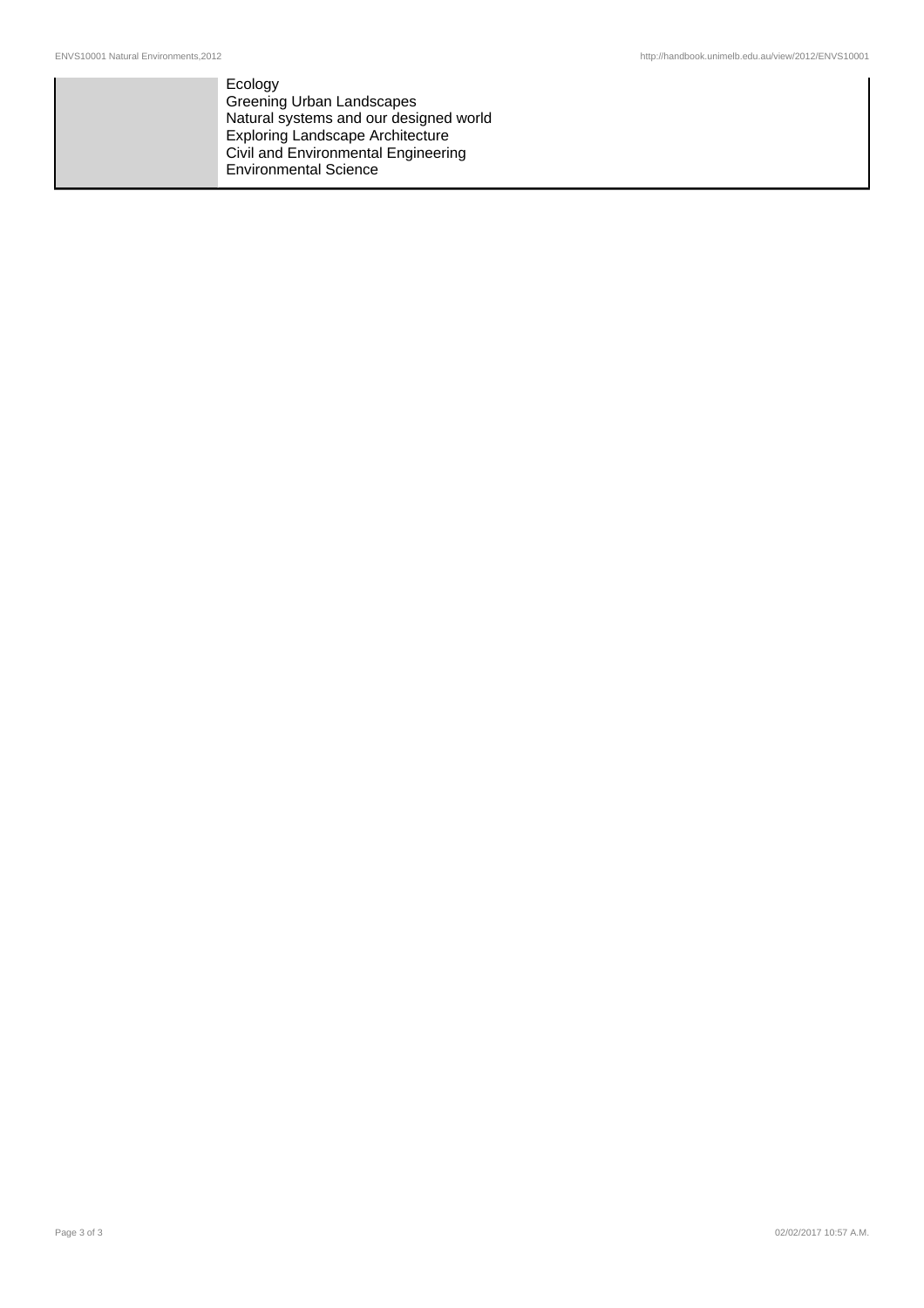| | |
|---|---|
| | Ecology<br>Greening Urban Landscapes<br>Natural systems and our designed world<br>Exploring Landscape Architecture<br>Civil and Environmental Engineering<br>Environmental Science |